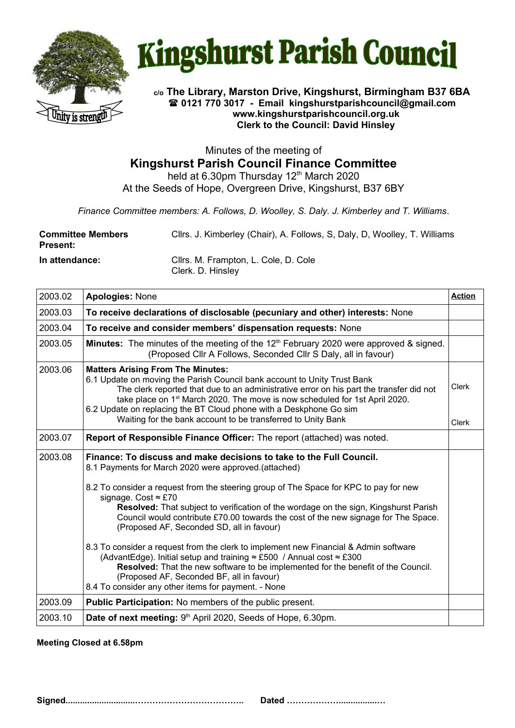# Kingshurst Parish Council

**c/o The Library, Marston Drive, Kingshurst, Birmingham B37 6BA**
**☎ 0121 770 3017 - Email kingshurstparishcouncil@gmail.com**
**www.kingshurstparishcouncil.org.uk**
**Clerk to the Council: David Hinsley**

Minutes of the meeting of

## Kingshurst Parish Council Finance Committee

held at 6.30pm Thursday 12th March 2020
At the Seeds of Hope, Overgreen Drive, Kingshurst, B37 6BY

*Finance Committee members: A. Follows, D. Woolley, S. Daly. J. Kimberley and T. Williams*.

**Committee Members Present:** Cllrs. J. Kimberley (Chair), A. Follows, S, Daly, D, Woolley, T. Williams

**In attendance:** Cllrs. M. Frampton, L. Cole, D. Cole
Clerk. D. Hinsley

| | | |
|---|---|---|
| 2003.02 | **Apologies:** None | **Action** |
| 2003.03 | **To receive declarations of disclosable (pecuniary and other) interests:** None | |
| 2003.04 | **To receive and consider members' dispensation requests:** None | |
| 2003.05 | **Minutes:** The minutes of the meeting of the 12th February 2020 were approved & signed. (Proposed Cllr A Follows, Seconded Cllr S Daly, all in favour) | |
| 2003.06 | **Matters Arising From The Minutes:**<br>6.1 Update on moving the Parish Council bank account to Unity Trust Bank<br>The clerk reported that due to an administrative error on his part the transfer did not take place on 1st March 2020. The move is now scheduled for 1st April 2020.<br>6.2 Update on replacing the BT Cloud phone with a Deskphone Go sim<br>Waiting for the bank account to be transferred to Unity Bank | Clerk<br><br>Clerk |
| 2003.07 | **Report of Responsible Finance Officer:** The report (attached) was noted. | |
| 2003.08 | **Finance: To discuss and make decisions to take to the Full Council.**<br>8.1 Payments for March 2020 were approved.(attached)<br><br>8.2 To consider a request from the steering group of The Space for KPC to pay for new signage. Cost ≈ £70<br>**Resolved:** That subject to verification of the wordage on the sign, Kingshurst Parish Council would contribute £70.00 towards the cost of the new signage for The Space. (Proposed AF, Seconded SD, all in favour)<br><br>8.3 To consider a request from the clerk to implement new Financial & Admin software (AdvantEdge). Initial setup and training ≈ £500 / Annual cost ≈ £300<br>**Resolved:** That the new software to be implemented for the benefit of the Council. (Proposed AF, Seconded BF, all in favour)<br>8.4 To consider any other items for payment. - None | |
| 2003.09 | **Public Participation:** No members of the public present. | |
| 2003.10 | **Date of next meeting:** 9th April 2020, Seeds of Hope, 6.30pm. | |

**Meeting Closed at 6.58pm**

**Signed..........................………………………………..** **Dated ………………..................…**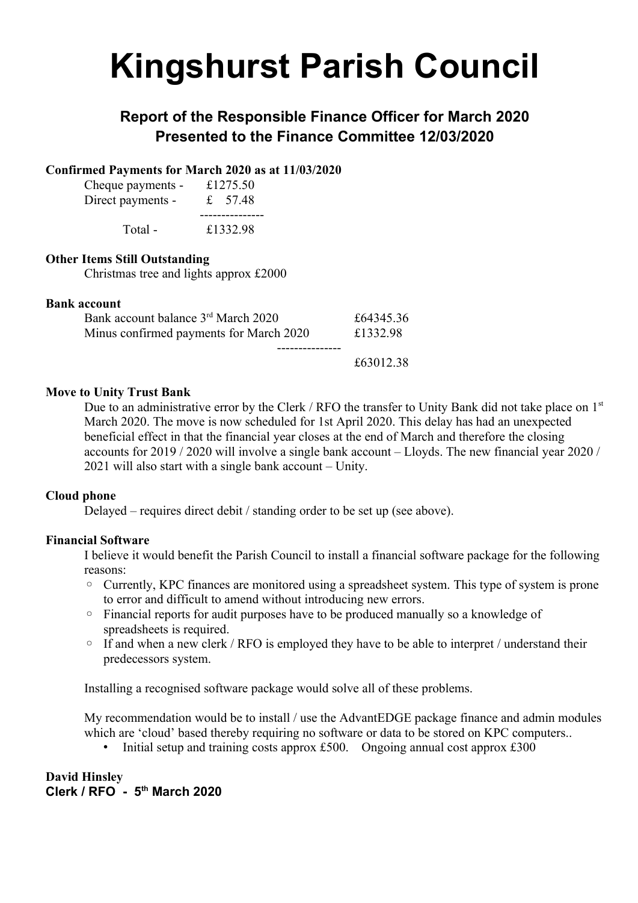# Kingshurst Parish Council

## Report of the Responsible Finance Officer for March 2020
## Presented to the Finance Committee 12/03/2020

**Confirmed Payments for March 2020 as at 11/03/2020**

| | |
|---|---|
| Cheque payments - | £1275.50 |
| Direct payments - | £ 57.48 |
| Total - | £1332.98 |

**Other Items Still Outstanding**

Christmas tree and lights approx £2000

**Bank account**

| | |
|---|---|
| Bank account balance 3rd March 2020 | £64345.36 |
| Minus confirmed payments for March 2020 | £1332.98 |
| | £63012.38 |

**Move to Unity Trust Bank**

Due to an administrative error by the Clerk / RFO the transfer to Unity Bank did not take place on 1st March 2020. The move is now scheduled for 1st April 2020. This delay has had an unexpected beneficial effect in that the financial year closes at the end of March and therefore the closing accounts for 2019 / 2020 will involve a single bank account – Lloyds. The new financial year 2020 / 2021 will also start with a single bank account – Unity.

**Cloud phone**

Delayed – requires direct debit / standing order to be set up (see above).

**Financial Software**

I believe it would benefit the Parish Council to install a financial software package for the following reasons:

- Currently, KPC finances are monitored using a spreadsheet system. This type of system is prone to error and difficult to amend without introducing new errors.
- Financial reports for audit purposes have to be produced manually so a knowledge of spreadsheets is required.
- If and when a new clerk / RFO is employed they have to be able to interpret / understand their predecessors system.

Installing a recognised software package would solve all of these problems.

My recommendation would be to install / use the AdvantEDGE package finance and admin modules which are 'cloud' based thereby requiring no software or data to be stored on KPC computers..

- Initial setup and training costs approx £500. Ongoing annual cost approx £300

**David Hinsley**
**Clerk / RFO - 5th March 2020**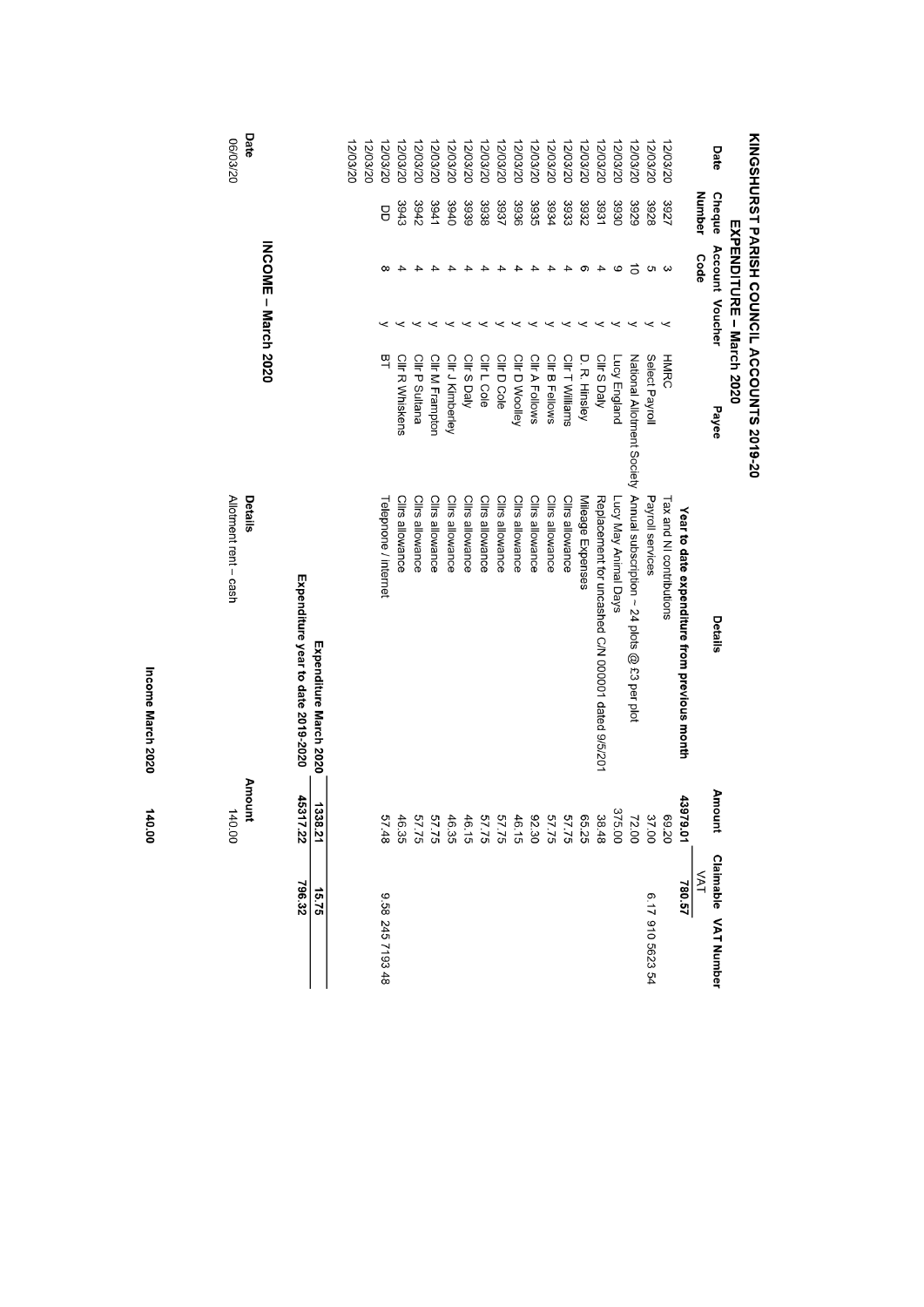# KINGSHURST PARISH COUNCIL ACCOUNTS 2019-20

## EXPENDITURE – March 2020

| Date | Cheque Number | Account Code | Voucher | Payee | Details | Amount | Claimable VAT | VAT Number |
|---|---|---|---|---|---|---|---|---|
| | | | | | **Year to date expenditure from previous month** | **43979.01** | **780.57** | |
| 12/03/20 | 3927 | 3 | y | HMRC | Tax and NI contributions | 69.20 | | |
| 12/03/20 | 3928 | 5 | y | Select Payroll | Payroll services | 37.00 | 6.17 | 910 5623 54 |
| 12/03/20 | 3929 | 10 | y | National Allotment Society | Annual subscription – 24 plots @ £3 per plot | 72.00 | | |
| 12/03/20 | 3930 | 9 | y | Lucy England | Lucy May Animal Days | 375.00 | | |
| 12/03/20 | 3931 | 4 | y | Cllr S Daly | Replacement for uncashed C/N 000001 dated 9/5/201 | 38.48 | | |
| 12/03/20 | 3932 | 6 | y | D. R. Hinsley | Mileage Expenses | 65.25 | | |
| 12/03/20 | 3933 | 4 | y | Cllr T Williams | Cllrs allowance | 57.75 | | |
| 12/03/20 | 3934 | 4 | y | Cllr B Fellows | Cllrs allowance | 57.75 | | |
| 12/03/20 | 3935 | 4 | y | Cllr A Follows | Cllrs allowance | 92.30 | | |
| 12/03/20 | 3936 | 4 | y | Cllr D Woolley | Cllrs allowance | 46.15 | | |
| 12/03/20 | 3937 | 4 | y | Cllr D Cole | Cllrs allowance | 57.75 | | |
| 12/03/20 | 3938 | 4 | y | Cllr L Cole | Cllrs allowance | 57.75 | | |
| 12/03/20 | 3939 | 4 | y | Cllr S Daly | Cllrs allowance | 46.15 | | |
| 12/03/20 | 3940 | 4 | y | Cllr J Kimberley | Cllrs allowance | 46.35 | | |
| 12/03/20 | 3941 | 4 | y | Cllr M Frampton | Cllrs allowance | 57.75 | | |
| 12/03/20 | 3942 | 4 | y | Cllr P Sultana | Cllrs allowance | 57.75 | | |
| 12/03/20 | 3943 | 4 | y | Cllr R Whiskens | Cllrs allowance | 46.35 | | |
| 12/03/20 | DD | 8 | y | BT | Telephone / internet | 57.48 | 9.58 | 245 7193 48 |
| 12/03/20 | | | | | | | | |
| 12/03/20 | | | | | | | | |
| | | | | | **Expenditure March 2020** | **1338.21** | **15.75** | |
| | | | | | **Expenditure year to date 2019-2020** | **45317.22** | **796.32** | |

## INCOME – March 2020

| Date | Details | Amount |
|---|---|---|
| 06/03/20 | Allotment rent – cash | 140.00 |
| | **Income March 2020** | **140.00** |